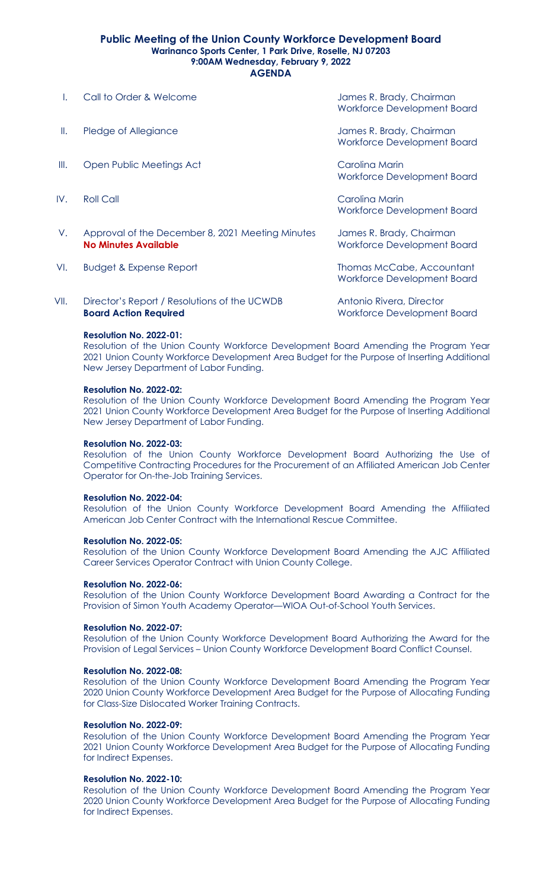# Public Meeting of the Union County Workforce Development Board

**Warinanco Sports Center, 1 Park Drive, Roselle, NJ 07203**
**9:00AM Wednesday, February 9, 2022**
**AGENDA**

| | Item | Presenter |
|---|---|---|
| I. | Call to Order & Welcome | James R. Brady, Chairman<br>Workforce Development Board |
| II. | Pledge of Allegiance | James R. Brady, Chairman<br>Workforce Development Board |
| III. | Open Public Meetings Act | Carolina Marin<br>Workforce Development Board |
| IV. | Roll Call | Carolina Marin<br>Workforce Development Board |
| V. | Approval of the December 8, 2021 Meeting Minutes<br>**No Minutes Available** | James R. Brady, Chairman<br>Workforce Development Board |
| VI. | Budget & Expense Report | Thomas McCabe, Accountant<br>Workforce Development Board |
| VII. | Director's Report / Resolutions of the UCWDB<br>**Board Action Required** | Antonio Rivera, Director<br>Workforce Development Board |

**Resolution No. 2022-01:**
Resolution of the Union County Workforce Development Board Amending the Program Year 2021 Union County Workforce Development Area Budget for the Purpose of Inserting Additional New Jersey Department of Labor Funding.

**Resolution No. 2022-02:**
Resolution of the Union County Workforce Development Board Amending the Program Year 2021 Union County Workforce Development Area Budget for the Purpose of Inserting Additional New Jersey Department of Labor Funding.

**Resolution No. 2022-03:**
Resolution of the Union County Workforce Development Board Authorizing the Use of Competitive Contracting Procedures for the Procurement of an Affiliated American Job Center Operator for On-the-Job Training Services.

**Resolution No. 2022-04:**
Resolution of the Union County Workforce Development Board Amending the Affiliated American Job Center Contract with the International Rescue Committee.

**Resolution No. 2022-05:**
Resolution of the Union County Workforce Development Board Amending the AJC Affiliated Career Services Operator Contract with Union County College.

**Resolution No. 2022-06:**
Resolution of the Union County Workforce Development Board Awarding a Contract for the Provision of Simon Youth Academy Operator—WIOA Out-of-School Youth Services.

**Resolution No. 2022-07:**
Resolution of the Union County Workforce Development Board Authorizing the Award for the Provision of Legal Services – Union County Workforce Development Board Conflict Counsel.

**Resolution No. 2022-08:**
Resolution of the Union County Workforce Development Board Amending the Program Year 2020 Union County Workforce Development Area Budget for the Purpose of Allocating Funding for Class-Size Dislocated Worker Training Contracts.

**Resolution No. 2022-09:**
Resolution of the Union County Workforce Development Board Amending the Program Year 2021 Union County Workforce Development Area Budget for the Purpose of Allocating Funding for Indirect Expenses.

**Resolution No. 2022-10:**
Resolution of the Union County Workforce Development Board Amending the Program Year 2020 Union County Workforce Development Area Budget for the Purpose of Allocating Funding for Indirect Expenses.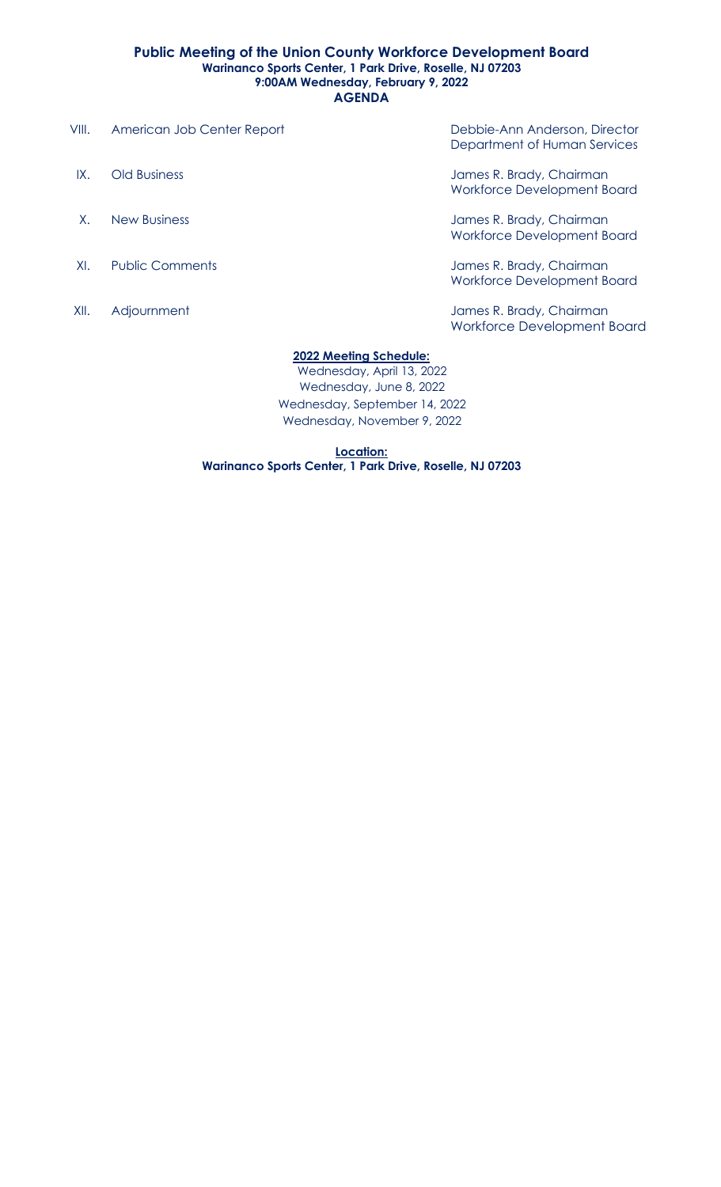**Public Meeting of the Union County Workforce Development Board**
**Warinanco Sports Center, 1 Park Drive, Roselle, NJ 07203**
**9:00AM Wednesday, February 9, 2022**
**AGENDA**

| | | |
|---|---|---|
| VIII. | American Job Center Report | Debbie-Ann Anderson, Director<br>Department of Human Services |
| IX. | Old Business | James R. Brady, Chairman<br>Workforce Development Board |
| X. | New Business | James R. Brady, Chairman<br>Workforce Development Board |
| XI. | Public Comments | James R. Brady, Chairman<br>Workforce Development Board |
| XII. | Adjournment | James R. Brady, Chairman<br>Workforce Development Board |

**2022 Meeting Schedule:**

Wednesday, April 13, 2022
Wednesday, June 8, 2022
Wednesday, September 14, 2022
Wednesday, November 9, 2022

**Location:**
**Warinanco Sports Center, 1 Park Drive, Roselle, NJ 07203**